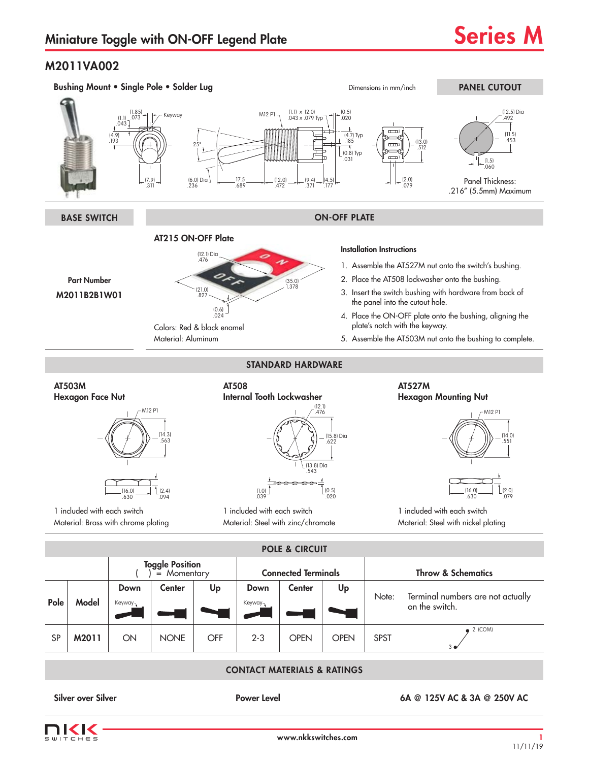# Miniature Toggle with ON-OFF Legend Plate

**Series M**

## M2011VA002

**Bushing Mount • Single Pole • Solder Lug**

Dimensions in mm/inch

**PANEL CUTOUT**

(12.5) Dia .492

(11.5) .453

(1.5) .060

Panel Thickness: .216" (5.5mm) Maximum

| BASE SWITCH | ON-OFF PLATE |
|---|---|

**Part Number**

**M2011B2B1W01**

### AT215 ON-OFF Plate

(12.1) Dia .476

(35.0) 1.378

(21.0) .827

(0.6) .024

Colors: Red & black enamel

Material: Aluminum

**Installation Instructions**

1. Assemble the AT527M nut onto the switch's bushing.
2. Place the AT508 lockwasher onto the bushing.
3. Insert the switch bushing with hardware from back of the panel into the cutout hole.
4. Place the ON-OFF plate onto the bushing, aligning the plate's notch with the keyway.
5. Assemble the AT503M nut onto the bushing to complete.

## STANDARD HARDWARE

**AT503M**
**Hexagon Face Nut**

M12 P1; (14.3) .563; (16.0) .630; (2.4) .094

1 included with each switch

Material: Brass with chrome plating

**AT508**
**Internal Tooth Lockwasher**

(12.1) .476; (15.8) Dia .622; (13.8) Dia .543; (1.0) .039; (0.5) .020

1 included with each switch

Material: Steel with zinc/chromate

**AT527M**
**Hexagon Mounting Nut**

M12 P1; (14.0) .551; (16.0) .630; (2.0) .079

1 included with each switch

Material: Steel with nickel plating

## POLE & CIRCUIT

| Pole | Model | Toggle Position ( ) = Momentary | | | Connected Terminals | | | Throw & Schematics |
|---|---|---|---|---|---|---|---|---|
| | | Down | Center | Up | Down | Center | Up | Note: Terminal numbers are not actually on the switch. |
| SP | M2011 | ON | NONE | OFF | 2-3 | OPEN | OPEN | SPST |

## CONTACT MATERIALS & RATINGS

| Silver over Silver | Power Level | 6A @ 125V AC & 3A @ 250V AC |
|---|---|---|

www.nkkswitches.com

11/11/19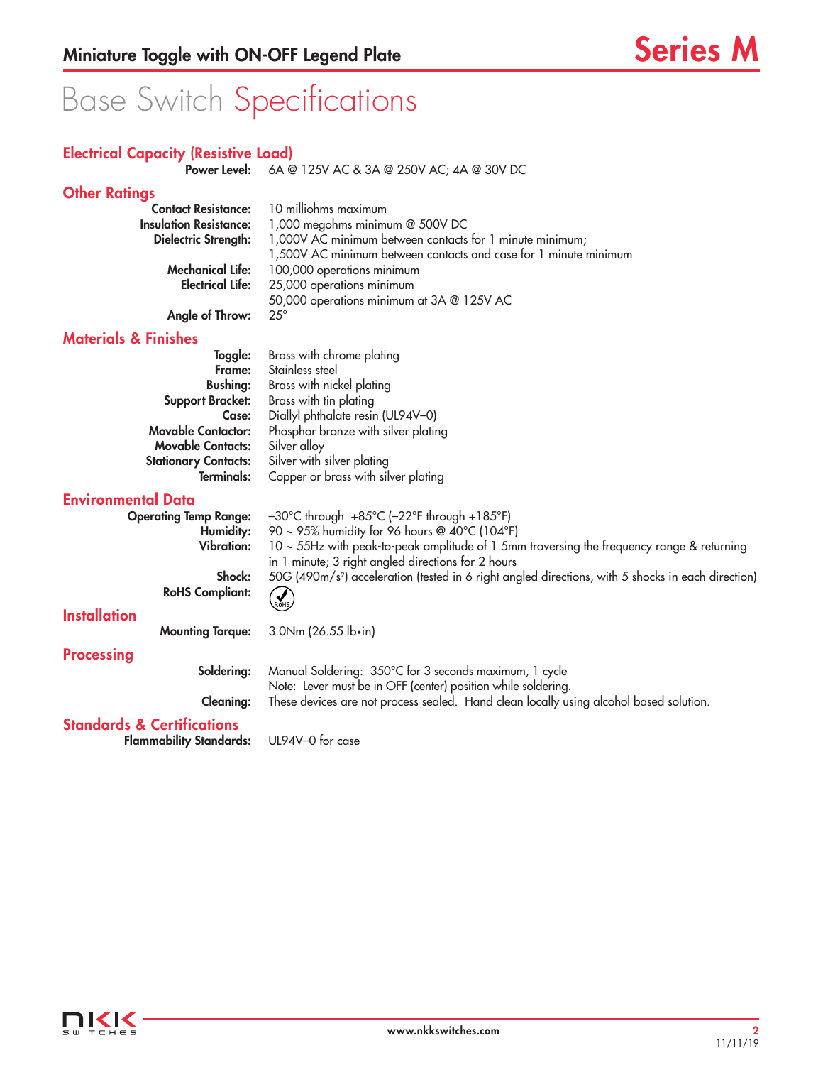# Miniature Toggle with ON-OFF Legend Plate

## Series M

# Base Switch Specifications

### Electrical Capacity (Resistive Load)

**Power Level:** 6A @ 125V AC & 3A @ 250V AC; 4A @ 30V DC

### Other Ratings

**Contact Resistance:** 10 milliohms maximum

**Insulation Resistance:** 1,000 megohms minimum @ 500V DC

**Dielectric Strength:** 1,000V AC minimum between contacts for 1 minute minimum;
1,500V AC minimum between contacts and case for 1 minute minimum

**Mechanical Life:** 100,000 operations minimum

**Electrical Life:** 25,000 operations minimum
50,000 operations minimum at 3A @ 125V AC

**Angle of Throw:** 25°

### Materials & Finishes

**Toggle:** Brass with chrome plating

**Frame:** Stainless steel

**Bushing:** Brass with nickel plating

**Support Bracket:** Brass with tin plating

**Case:** Diallyl phthalate resin (UL94V–0)

**Movable Contactor:** Phosphor bronze with silver plating

**Movable Contacts:** Silver alloy

**Stationary Contacts:** Silver with silver plating

**Terminals:** Copper or brass with silver plating

### Environmental Data

**Operating Temp Range:** –30°C through +85°C (–22°F through +185°F)

**Humidity:** 90 ~ 95% humidity for 96 hours @ 40°C (104°F)

**Vibration:** 10 ~ 55Hz with peak-to-peak amplitude of 1.5mm traversing the frequency range & returning in 1 minute; 3 right angled directions for 2 hours

**Shock:** 50G (490m/s$^2$) acceleration (tested in 6 right angled directions, with 5 shocks in each direction)

**RoHS Compliant:** RoHS

### Installation

**Mounting Torque:** 3.0Nm (26.55 lb•in)

### Processing

**Soldering:** Manual Soldering: 350°C for 3 seconds maximum, 1 cycle
Note: Lever must be in OFF (center) position while soldering.

**Cleaning:** These devices are not process sealed. Hand clean locally using alcohol based solution.

### Standards & Certifications

**Flammability Standards:** UL94V–0 for case